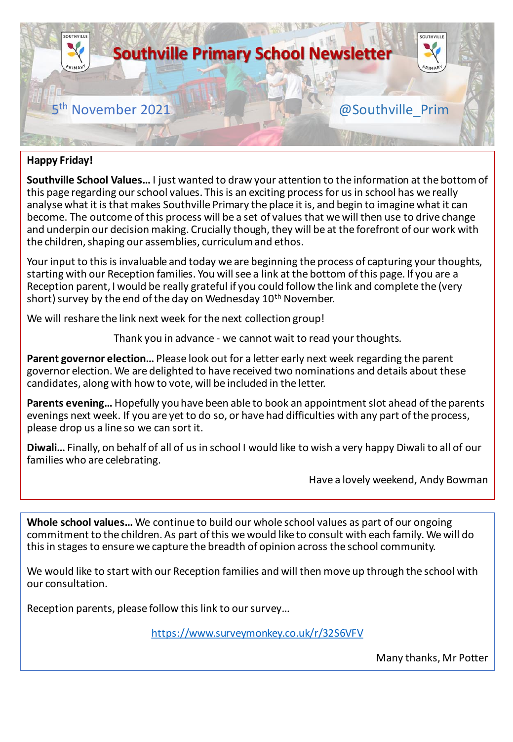# Southville Primary School Newsletter

5th November 2021

@Southville_Prim

**Happy Friday!**

**Southville School Values…** I just wanted to draw your attention to the information at the bottom of this page regarding our school values. This is an exciting process for us in school has we really analyse what it is that makes Southville Primary the place it is, and begin to imagine what it can become. The outcome of this process will be a set of values that we will then use to drive change and underpin our decision making. Crucially though, they will be at the forefront of our work with the children, shaping our assemblies, curriculum and ethos.

Your input to this is invaluable and today we are beginning the process of capturing your thoughts, starting with our Reception families. You will see a link at the bottom of this page. If you are a Reception parent, I would be really grateful if you could follow the link and complete the (very short) survey by the end of the day on Wednesday 10th November.

We will reshare the link next week for the next collection group!

Thank you in advance - we cannot wait to read your thoughts.

**Parent governor election…** Please look out for a letter early next week regarding the parent governor election. We are delighted to have received two nominations and details about these candidates, along with how to vote, will be included in the letter.

**Parents evening…** Hopefully you have been able to book an appointment slot ahead of the parents evenings next week. If you are yet to do so, or have had difficulties with any part of the process, please drop us a line so we can sort it.

**Diwali…** Finally, on behalf of all of us in school I would like to wish a very happy Diwali to all of our families who are celebrating.

Have a lovely weekend, Andy Bowman

**Whole school values…** We continue to build our whole school values as part of our ongoing commitment to the children. As part of this we would like to consult with each family. We will do this in stages to ensure we capture the breadth of opinion across the school community.

We would like to start with our Reception families and will then move up through the school with our consultation.

Reception parents, please follow this link to our survey…

https://www.surveymonkey.co.uk/r/32S6VFV

Many thanks, Mr Potter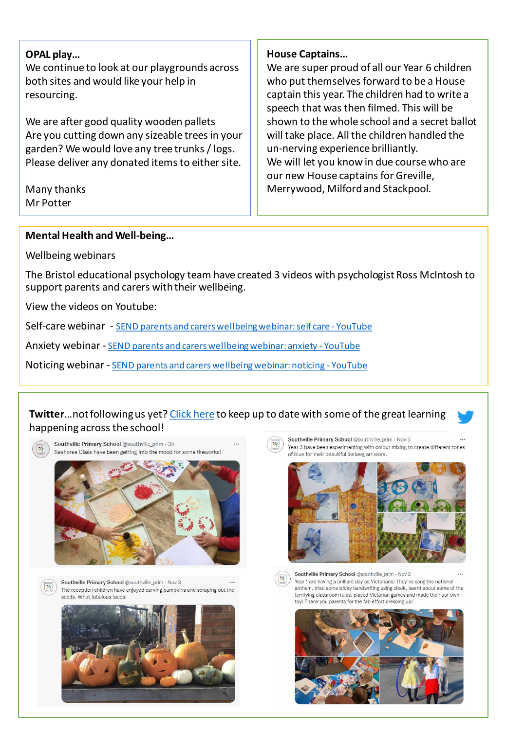**OPAL play…**
We continue to look at our playgrounds across both sites and would like your help in resourcing.

We are after good quality wooden pallets
Are you cutting down any sizeable trees in your garden? We would love any tree trunks / logs.
Please deliver any donated items to either site.

Many thanks
Mr Potter

**House Captains…**
We are super proud of all our Year 6 children who put themselves forward to be a House captain this year. The children had to write a speech that was then filmed. This will be shown to the whole school and a secret ballot will take place. All the children handled the un-nerving experience brilliantly.
We will let you know in due course who are our new House captains for Greville, Merrywood, Milford and Stackpool.

**Mental Health and Well-being…**

Wellbeing webinars

The Bristol educational psychology team have created 3 videos with psychologist Ross McIntosh to support parents and carers with their wellbeing.

View the videos on Youtube:

Self-care webinar - SEND parents and carers wellbeing webinar: self care - YouTube

Anxiety webinar - SEND parents and carers wellbeing webinar: anxiety - YouTube

Noticing webinar - SEND parents and carers wellbeing webinar: noticing - YouTube

**Twitter**…not following us yet? Click here to keep up to date with some of the great learning happening across the school!

Southville Primary School @southville_prim · 3h
Seahorse Class have been getting into the mood for some fireworks!

Southville Primary School @southville_prim · Nov 3
Year 3 have been experimenting with colour mixing to create different tones of blue for their beautiful Iceberg art work.

Southville Primary School @southville_prim · Nov 3
The reception children have enjoyed carving pumpkins and scraping out the seeds. What fabulous faces!

Southville Primary School @southville_prim · Nov 2
Year 1 are having a brilliant day as Victorians! They've sang the national anthem, tried some tricky handwriting using chalk, learnt about some of the terrifying classroom rules, played Victorian games and made their our own toy! Thank you parents for the fab effort dressing up!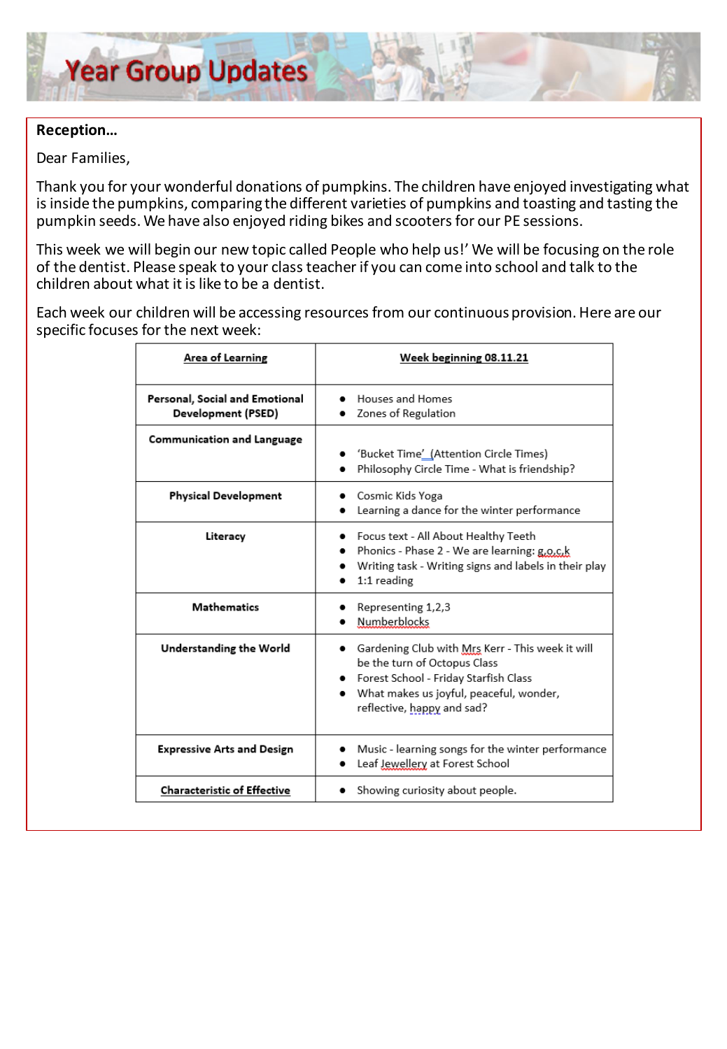# Year Group Updates

**Reception…**

Dear Families,

Thank you for your wonderful donations of pumpkins. The children have enjoyed investigating what is inside the pumpkins, comparing the different varieties of pumpkins and toasting and tasting the pumpkin seeds. We have also enjoyed riding bikes and scooters for our PE sessions.

This week we will begin our new topic called People who help us!' We will be focusing on the role of the dentist. Please speak to your class teacher if you can come into school and talk to the children about what it is like to be a dentist.

Each week our children will be accessing resources from our continuous provision. Here are our specific focuses for the next week:

| **Area of Learning** | **Week beginning 08.11.21** |
|---|---|
| **Personal, Social and Emotional Development (PSED)** | • Houses and Homes<br>• Zones of Regulation |
| **Communication and Language** | • 'Bucket Time' (Attention Circle Times)<br>• Philosophy Circle Time - What is friendship? |
| **Physical Development** | • Cosmic Kids Yoga<br>• Learning a dance for the winter performance |
| **Literacy** | • Focus text - All About Healthy Teeth<br>• Phonics - Phase 2 - We are learning: g,o,c,k<br>• Writing task - Writing signs and labels in their play<br>• 1:1 reading |
| **Mathematics** | • Representing 1,2,3<br>• Numberblocks |
| **Understanding the World** | • Gardening Club with Mrs Kerr - This week it will be the turn of Octopus Class<br>• Forest School - Friday Starfish Class<br>• What makes us joyful, peaceful, wonder, reflective, happy and sad? |
| **Expressive Arts and Design** | • Music - learning songs for the winter performance<br>• Leaf Jewellery at Forest School |
| **Characteristic of Effective** | • Showing curiosity about people. |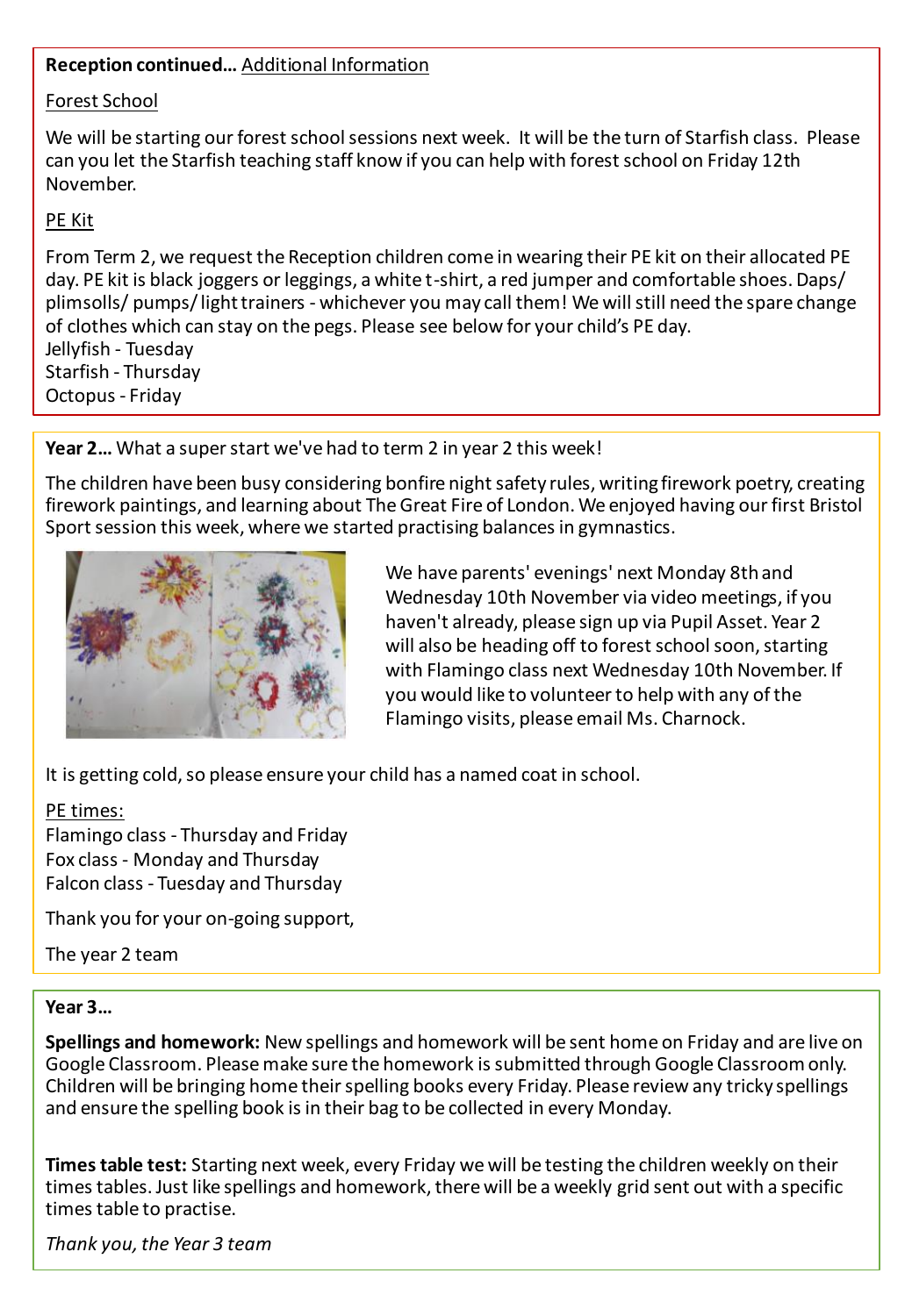**Reception continued...** Additional Information

Forest School

We will be starting our forest school sessions next week. It will be the turn of Starfish class. Please can you let the Starfish teaching staff know if you can help with forest school on Friday 12th November.

PE Kit

From Term 2, we request the Reception children come in wearing their PE kit on their allocated PE day. PE kit is black joggers or leggings, a white t-shirt, a red jumper and comfortable shoes. Daps/ plimsolls/ pumps/ light trainers - whichever you may call them! We will still need the spare change of clothes which can stay on the pegs. Please see below for your child's PE day.
Jellyfish - Tuesday
Starfish - Thursday
Octopus - Friday

**Year 2...** What a super start we've had to term 2 in year 2 this week!

The children have been busy considering bonfire night safety rules, writing firework poetry, creating firework paintings, and learning about The Great Fire of London. We enjoyed having our first Bristol Sport session this week, where we started practising balances in gymnastics.

We have parents' evenings' next Monday 8th and Wednesday 10th November via video meetings, if you haven't already, please sign up via Pupil Asset. Year 2 will also be heading off to forest school soon, starting with Flamingo class next Wednesday 10th November. If you would like to volunteer to help with any of the Flamingo visits, please email Ms. Charnock.

It is getting cold, so please ensure your child has a named coat in school.

PE times:
Flamingo class - Thursday and Friday
Fox class - Monday and Thursday
Falcon class - Tuesday and Thursday

Thank you for your on-going support,

The year 2 team

**Year 3...**

**Spellings and homework:** New spellings and homework will be sent home on Friday and are live on Google Classroom. Please make sure the homework is submitted through Google Classroom only. Children will be bringing home their spelling books every Friday. Please review any tricky spellings and ensure the spelling book is in their bag to be collected in every Monday.

**Times table test:** Starting next week, every Friday we will be testing the children weekly on their times tables. Just like spellings and homework, there will be a weekly grid sent out with a specific times table to practise.

*Thank you, the Year 3 team*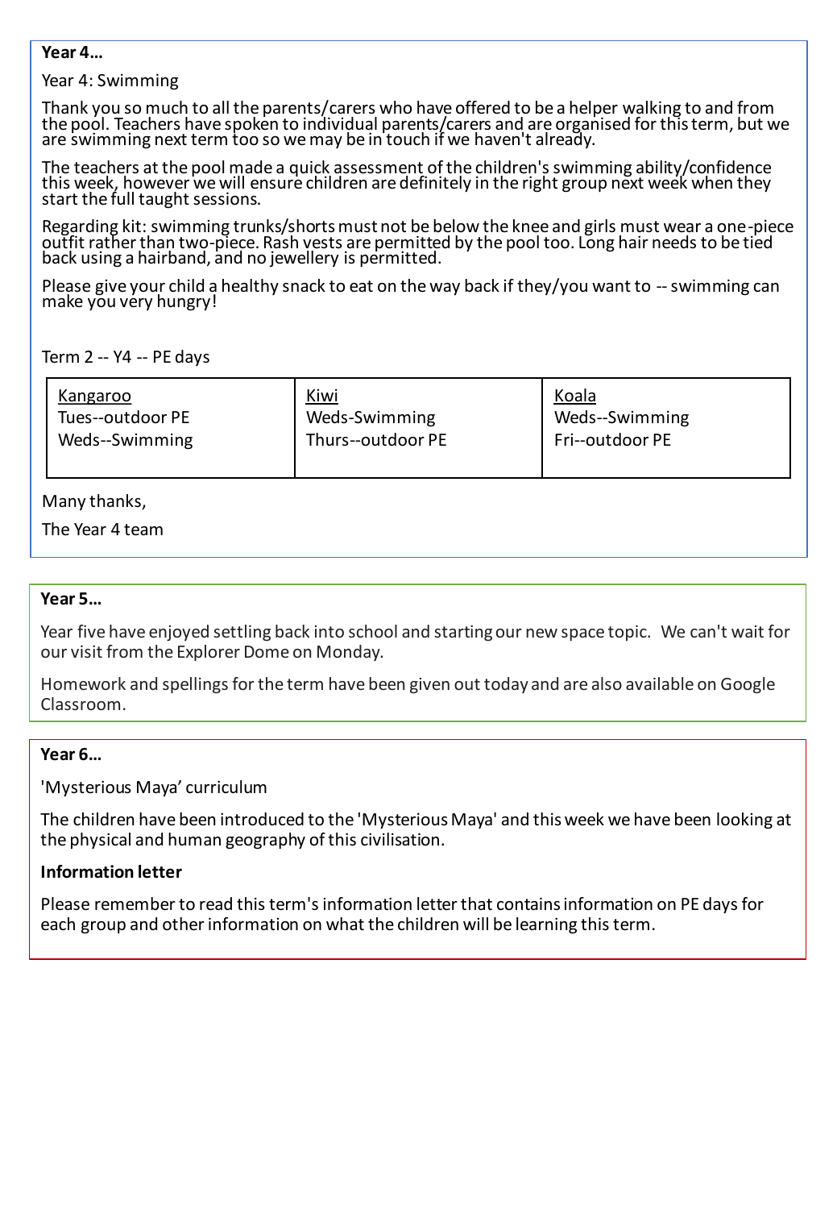**Year 4…**

Year 4: Swimming

Thank you so much to all the parents/carers who have offered to be a helper walking to and from the pool. Teachers have spoken to individual parents/carers and are organised for this term, but we are swimming next term too so we may be in touch if we haven't already.

The teachers at the pool made a quick assessment of the children's swimming ability/confidence this week, however we will ensure children are definitely in the right group next week when they start the full taught sessions.

Regarding kit: swimming trunks/shorts must not be below the knee and girls must wear a one-piece outfit rather than two-piece. Rash vests are permitted by the pool too. Long hair needs to be tied back using a hairband, and no jewellery is permitted.

Please give your child a healthy snack to eat on the way back if they/you want to -- swimming can make you very hungry!

Term 2 -- Y4 -- PE days

| Kangaroo | Kiwi | Koala |
|---|---|---|
| Tues--outdoor PE | Weds-Swimming | Weds--Swimming |
| Weds--Swimming | Thurs--outdoor PE | Fri--outdoor PE |

Many thanks,

The Year 4 team

**Year 5…**

Year five have enjoyed settling back into school and starting our new space topic. We can't wait for our visit from the Explorer Dome on Monday.

Homework and spellings for the term have been given out today and are also available on Google Classroom.

**Year 6…**

'Mysterious Maya' curriculum

The children have been introduced to the 'Mysterious Maya' and this week we have been looking at the physical and human geography of this civilisation.

**Information letter**

Please remember to read this term's information letter that contains information on PE days for each group and other information on what the children will be learning this term.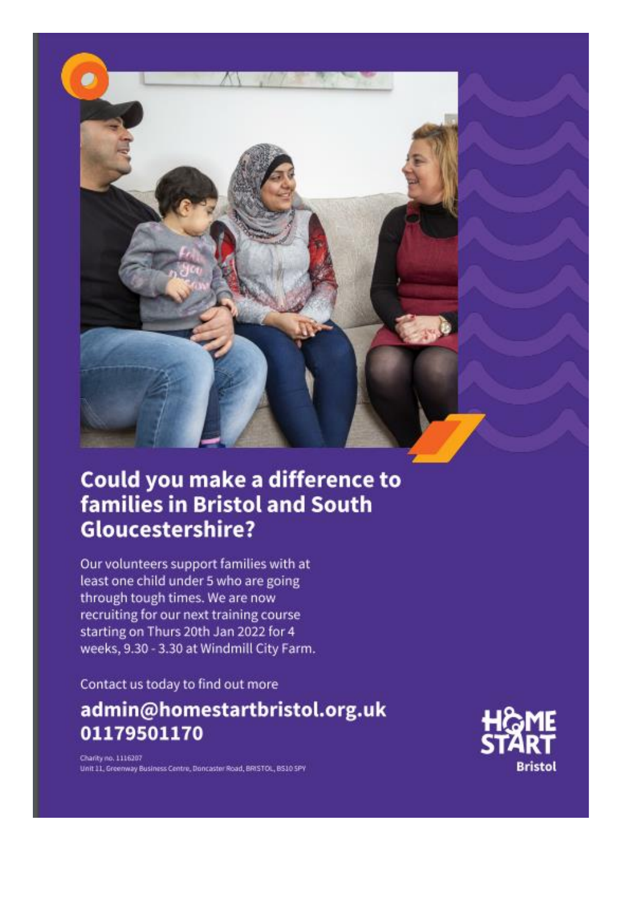## Could you make a difference to families in Bristol and South Gloucestershire?

Our volunteers support families with at least one child under 5 who are going through tough times. We are now recruiting for our next training course starting on Thurs 20th Jan 2022 for 4 weeks, 9.30 - 3.30 at Windmill City Farm.

Contact us today to find out more

**admin@homestartbristol.org.uk**
**01179501170**

Charity no. 1116207
Unit 11, Greenway Business Centre, Doncaster Road, BRISTOL, BS10 5PY

HOME START
Bristol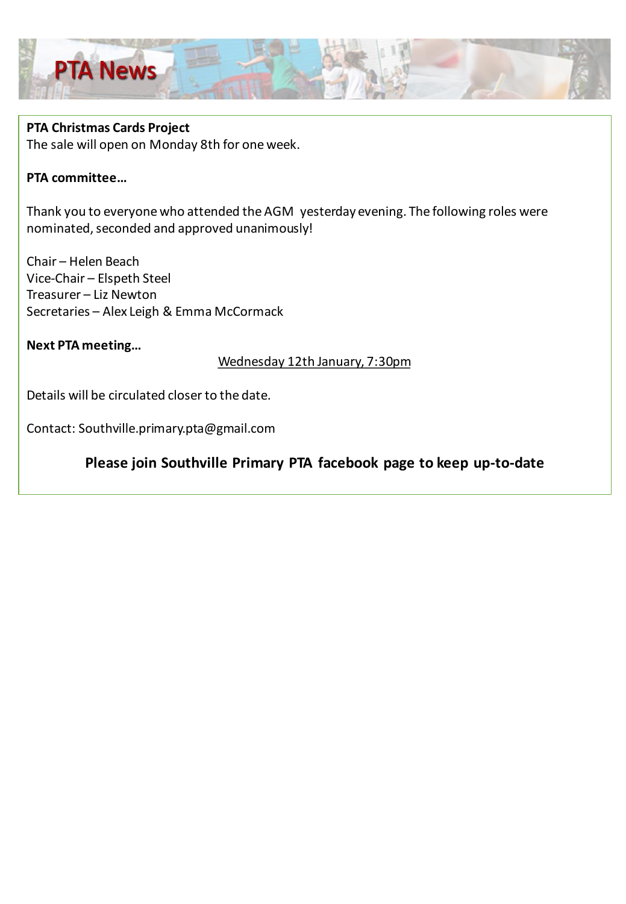# PTA News

**PTA Christmas Cards Project**
The sale will open on Monday 8th for one week.

**PTA committee…**

Thank you to everyone who attended the AGM yesterday evening. The following roles were nominated, seconded and approved unanimously!

Chair – Helen Beach
Vice-Chair – Elspeth Steel
Treasurer – Liz Newton
Secretaries – Alex Leigh & Emma McCormack

**Next PTA meeting…**

Wednesday 12th January, 7:30pm

Details will be circulated closer to the date.

Contact: Southville.primary.pta@gmail.com

**Please join Southville Primary PTA facebook page to keep up-to-date**